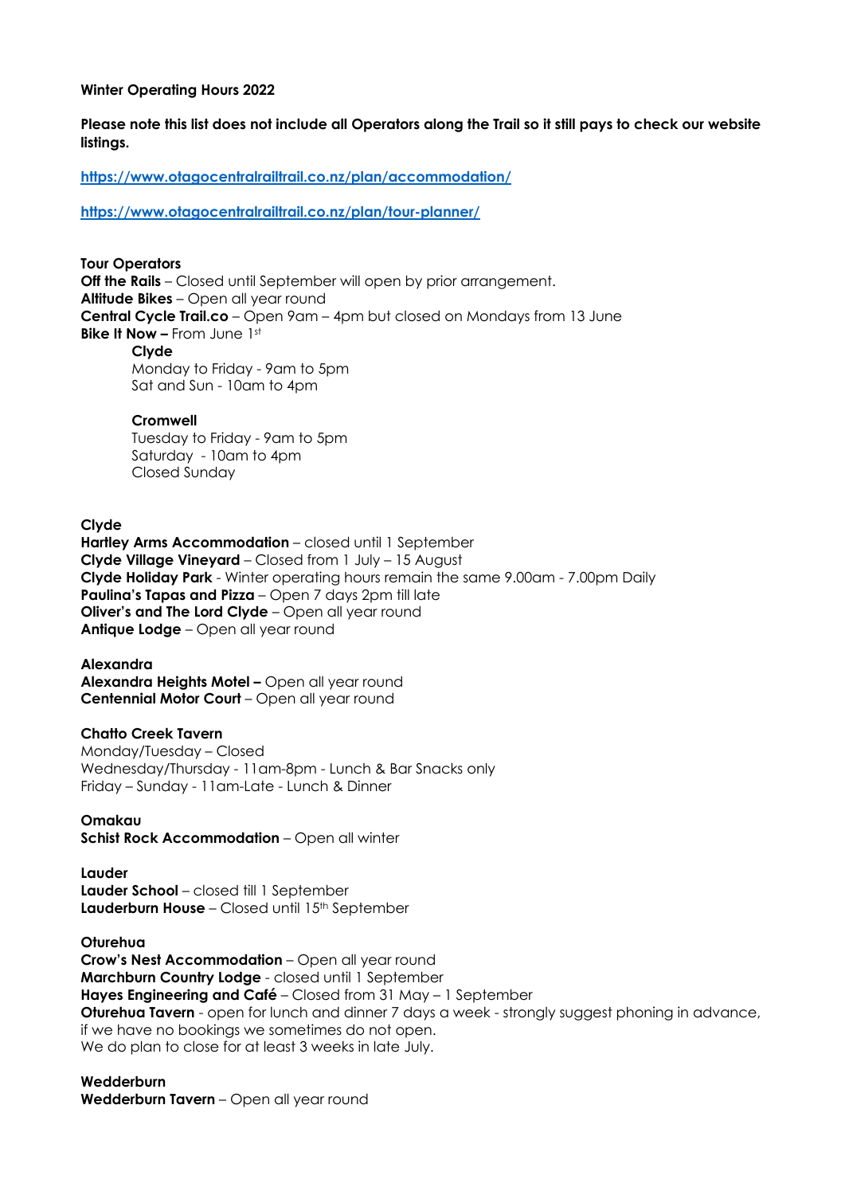**Winter Operating Hours 2022**

**Please note this list does not include all Operators along the Trail so it still pays to check our website listings.**

https://www.otagocentralrailtrail.co.nz/plan/accommodation/

https://www.otagocentralrailtrail.co.nz/plan/tour-planner/

**Tour Operators**

**Off the Rails** – Closed until September will open by prior arrangement.
**Altitude Bikes** – Open all year round
**Central Cycle Trail.co** – Open 9am – 4pm but closed on Mondays from 13 June
**Bike It Now –** From June 1st

> **Clyde**
> Monday to Friday - 9am to 5pm
> Sat and Sun - 10am to 4pm
>
> **Cromwell**
> Tuesday to Friday - 9am to 5pm
> Saturday - 10am to 4pm
> Closed Sunday

**Clyde**

**Hartley Arms Accommodation** – closed until 1 September
**Clyde Village Vineyard** – Closed from 1 July – 15 August
**Clyde Holiday Park** - Winter operating hours remain the same 9.00am - 7.00pm Daily
**Paulina's Tapas and Pizza** – Open 7 days 2pm till late
**Oliver's and The Lord Clyde** – Open all year round
**Antique Lodge** – Open all year round

**Alexandra**

**Alexandra Heights Motel –** Open all year round
**Centennial Motor Court** – Open all year round

**Chatto Creek Tavern**

Monday/Tuesday – Closed
Wednesday/Thursday - 11am-8pm - Lunch & Bar Snacks only
Friday – Sunday - 11am-Late - Lunch & Dinner

**Omakau**

**Schist Rock Accommodation** – Open all winter

**Lauder**

**Lauder School** – closed till 1 September
**Lauderburn House** – Closed until 15th September

**Oturehua**

**Crow's Nest Accommodation** – Open all year round
**Marchburn Country Lodge** - closed until 1 September
**Hayes Engineering and Café** – Closed from 31 May – 1 September
**Oturehua Tavern** - open for lunch and dinner 7 days a week - strongly suggest phoning in advance, if we have no bookings we sometimes do not open.
We do plan to close for at least 3 weeks in late July.

**Wedderburn**

**Wedderburn Tavern** – Open all year round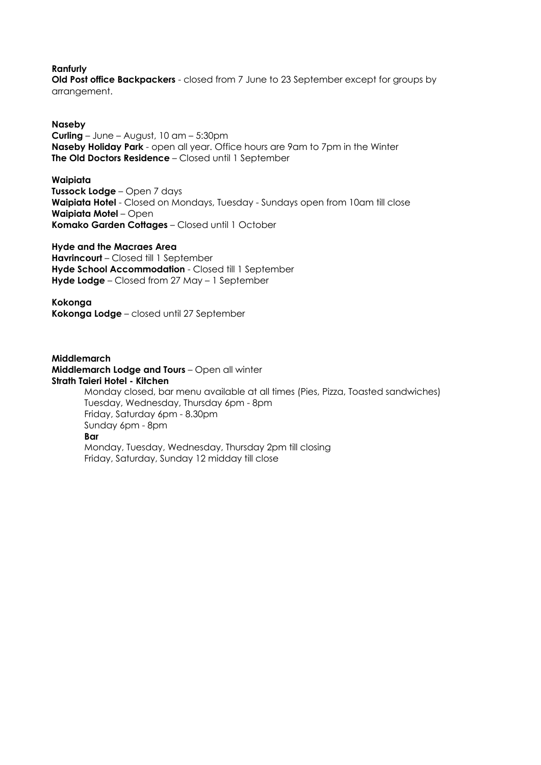**Ranfurly**
**Old Post office Backpackers** - closed from 7 June to 23 September except for groups by arrangement.

**Naseby**
**Curling** – June – August, 10 am – 5:30pm
**Naseby Holiday Park** - open all year. Office hours are 9am to 7pm in the Winter
**The Old Doctors Residence** – Closed until 1 September

**Waipiata**
**Tussock Lodge** – Open 7 days
**Waipiata Hotel** - Closed on Mondays, Tuesday - Sundays open from 10am till close
**Waipiata Motel** – Open
**Komako Garden Cottages** – Closed until 1 October

**Hyde and the Macraes Area**
**Havrincourt** – Closed till 1 September
**Hyde School Accommodation** - Closed till 1 September
**Hyde Lodge** – Closed from 27 May – 1 September

**Kokonga**
**Kokonga Lodge** – closed until 27 September

**Middlemarch**
**Middlemarch Lodge and Tours** – Open all winter
**Strath Taieri Hotel - Kitchen**

Monday closed, bar menu available at all times (Pies, Pizza, Toasted sandwiches)
Tuesday, Wednesday, Thursday 6pm - 8pm
Friday, Saturday 6pm - 8.30pm
Sunday 6pm - 8pm

**Bar**

Monday, Tuesday, Wednesday, Thursday 2pm till closing
Friday, Saturday, Sunday 12 midday till close